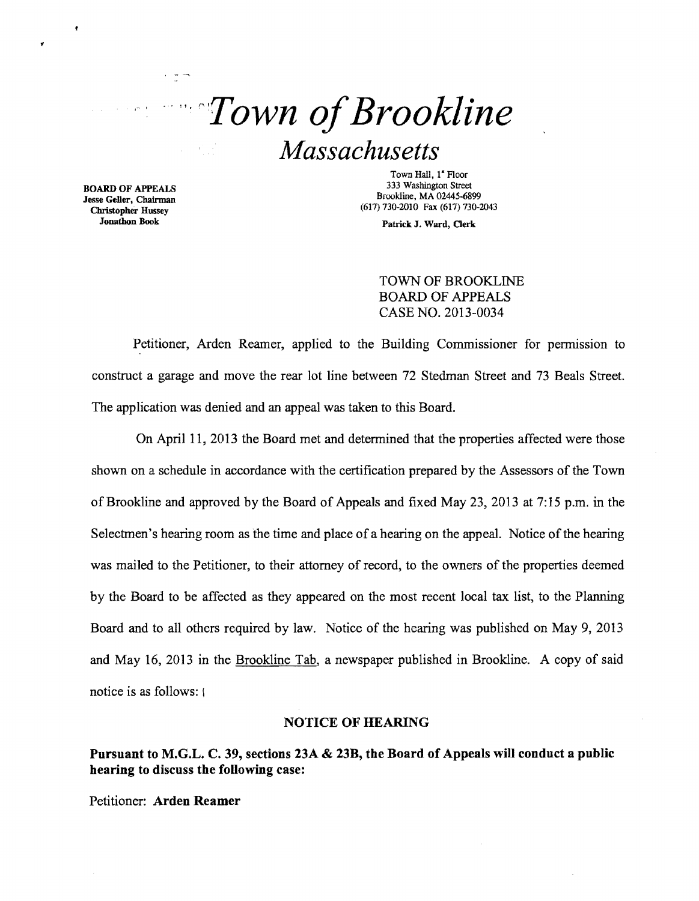# *Town of Brookline*

## *Massachusetts*

**BOARD OF APPEALS**
**Jesse Geller, Chairman**
**Christopher Hussey**
**Jonathon Book**

Town Hall, 1st Floor
333 Washington Street
Brookline, MA 02445-6899
(617) 730-2010 Fax (617) 730-2043

**Patrick J. Ward, Clerk**

TOWN OF BROOKLINE
BOARD OF APPEALS
CASE NO. 2013-0034

Petitioner, Arden Reamer, applied to the Building Commissioner for permission to construct a garage and move the rear lot line between 72 Stedman Street and 73 Beals Street. The application was denied and an appeal was taken to this Board.

On April 11, 2013 the Board met and determined that the properties affected were those shown on a schedule in accordance with the certification prepared by the Assessors of the Town of Brookline and approved by the Board of Appeals and fixed May 23, 2013 at 7:15 p.m. in the Selectmen's hearing room as the time and place of a hearing on the appeal. Notice of the hearing was mailed to the Petitioner, to their attorney of record, to the owners of the properties deemed by the Board to be affected as they appeared on the most recent local tax list, to the Planning Board and to all others required by law. Notice of the hearing was published on May 9, 2013 and May 16, 2013 in the Brookline Tab, a newspaper published in Brookline. A copy of said notice is as follows:

**NOTICE OF HEARING**

**Pursuant to M.G.L. C. 39, sections 23A & 23B, the Board of Appeals will conduct a public hearing to discuss the following case:**

Petitioner: **Arden Reamer**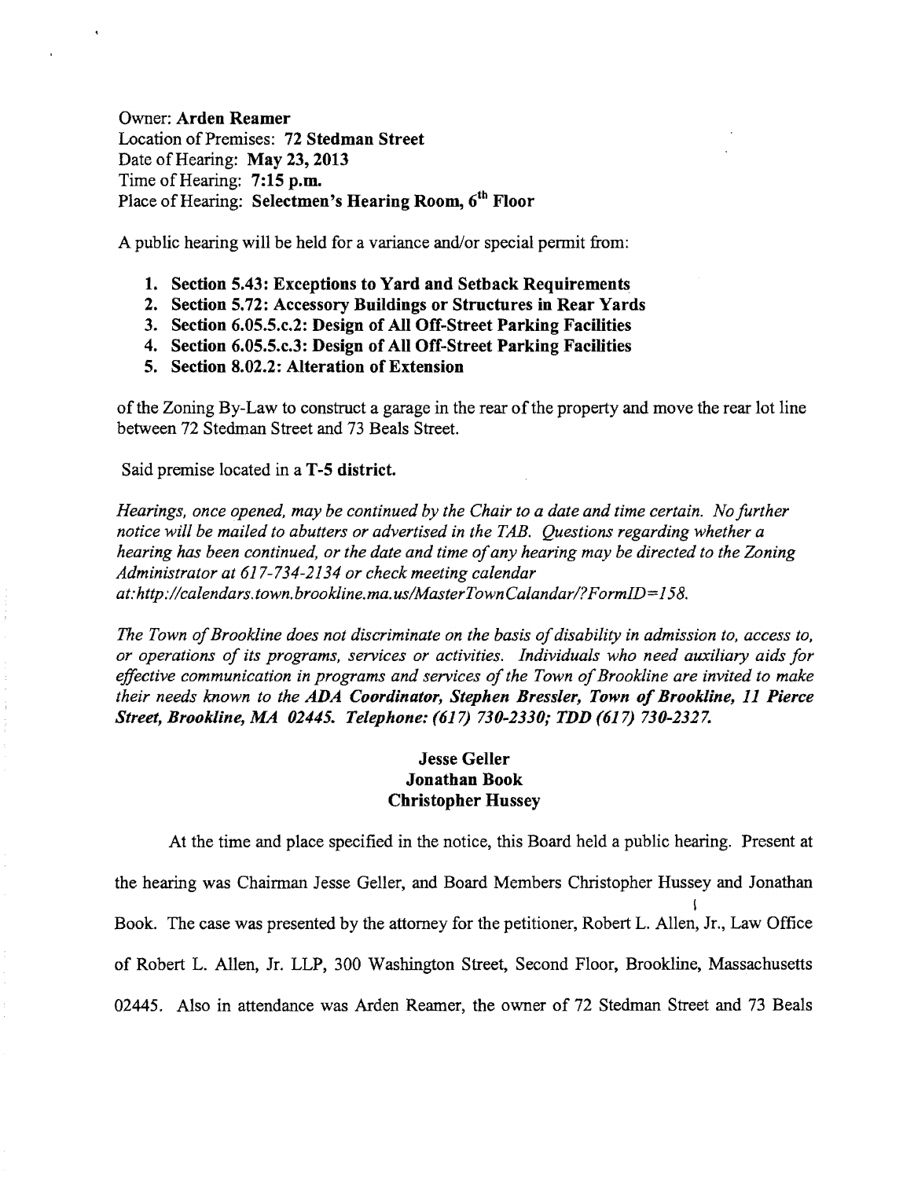Owner: **Arden Reamer**
Location of Premises: **72 Stedman Street**
Date of Hearing: **May 23, 2013**
Time of Hearing: **7:15 p.m.**
Place of Hearing: **Selectmen's Hearing Room, 6th Floor**

A public hearing will be held for a variance and/or special permit from:

1. **Section 5.43: Exceptions to Yard and Setback Requirements**
2. **Section 5.72: Accessory Buildings or Structures in Rear Yards**
3. **Section 6.05.5.c.2: Design of All Off-Street Parking Facilities**
4. **Section 6.05.5.c.3: Design of All Off-Street Parking Facilities**
5. **Section 8.02.2: Alteration of Extension**

of the Zoning By-Law to construct a garage in the rear of the property and move the rear lot line between 72 Stedman Street and 73 Beals Street.

Said premise located in a **T-5 district.**

*Hearings, once opened, may be continued by the Chair to a date and time certain. No further notice will be mailed to abutters or advertised in the TAB. Questions regarding whether a hearing has been continued, or the date and time of any hearing may be directed to the Zoning Administrator at 617-734-2134 or check meeting calendar at:http://calendars.town.brookline.ma.us/MasterTownCalandar/?FormID=158.*

*The Town of Brookline does not discriminate on the basis of disability in admission to, access to, or operations of its programs, services or activities. Individuals who need auxiliary aids for effective communication in programs and services of the Town of Brookline are invited to make their needs known to the **ADA Coordinator, Stephen Bressler, Town of Brookline, 11 Pierce Street, Brookline, MA 02445. Telephone: (617) 730-2330; TDD (617) 730-2327.***

**Jesse Geller**
**Jonathan Book**
**Christopher Hussey**

At the time and place specified in the notice, this Board held a public hearing. Present at the hearing was Chairman Jesse Geller, and Board Members Christopher Hussey and Jonathan Book. The case was presented by the attorney for the petitioner, Robert L. Allen, Jr., Law Office of Robert L. Allen, Jr. LLP, 300 Washington Street, Second Floor, Brookline, Massachusetts 02445. Also in attendance was Arden Reamer, the owner of 72 Stedman Street and 73 Beals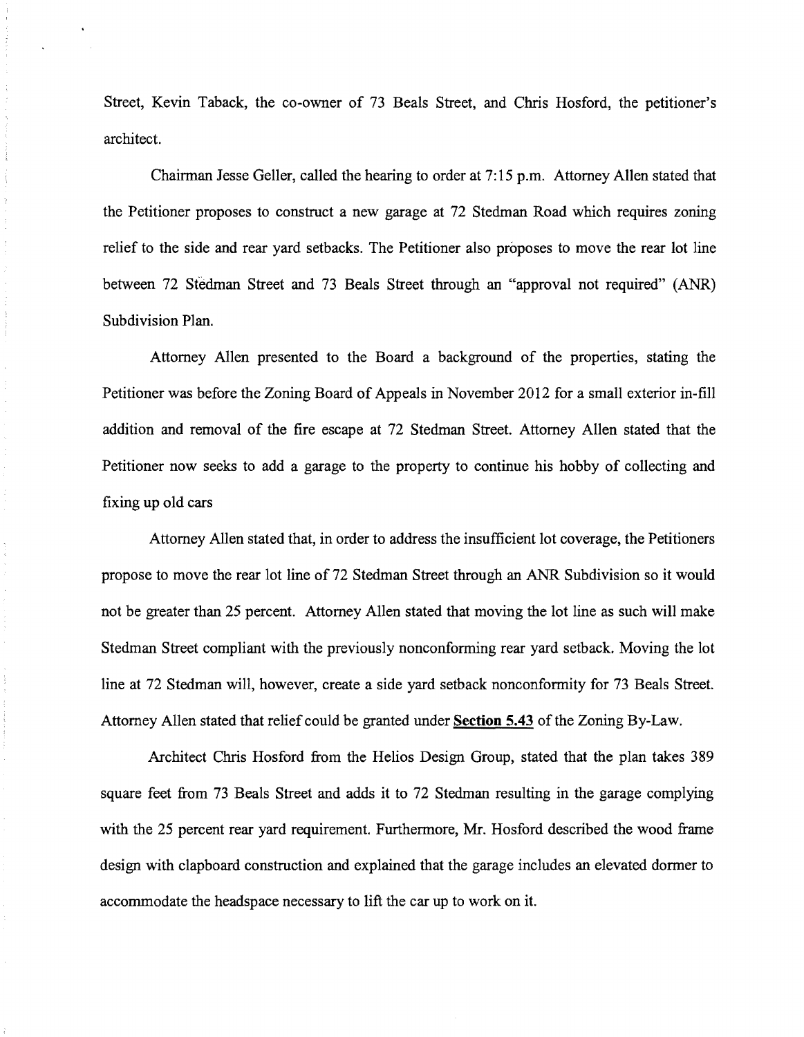Street, Kevin Taback, the co-owner of 73 Beals Street, and Chris Hosford, the petitioner's architect.

Chairman Jesse Geller, called the hearing to order at 7:15 p.m. Attorney Allen stated that the Petitioner proposes to construct a new garage at 72 Stedman Road which requires zoning relief to the side and rear yard setbacks. The Petitioner also proposes to move the rear lot line between 72 Stedman Street and 73 Beals Street through an "approval not required" (ANR) Subdivision Plan.

Attorney Allen presented to the Board a background of the properties, stating the Petitioner was before the Zoning Board of Appeals in November 2012 for a small exterior in-fill addition and removal of the fire escape at 72 Stedman Street. Attorney Allen stated that the Petitioner now seeks to add a garage to the property to continue his hobby of collecting and fixing up old cars

Attorney Allen stated that, in order to address the insufficient lot coverage, the Petitioners propose to move the rear lot line of 72 Stedman Street through an ANR Subdivision so it would not be greater than 25 percent. Attorney Allen stated that moving the lot line as such will make Stedman Street compliant with the previously nonconforming rear yard setback. Moving the lot line at 72 Stedman will, however, create a side yard setback nonconformity for 73 Beals Street. Attorney Allen stated that relief could be granted under **Section 5.43** of the Zoning By-Law.

Architect Chris Hosford from the Helios Design Group, stated that the plan takes 389 square feet from 73 Beals Street and adds it to 72 Stedman resulting in the garage complying with the 25 percent rear yard requirement. Furthermore, Mr. Hosford described the wood frame design with clapboard construction and explained that the garage includes an elevated dormer to accommodate the headspace necessary to lift the car up to work on it.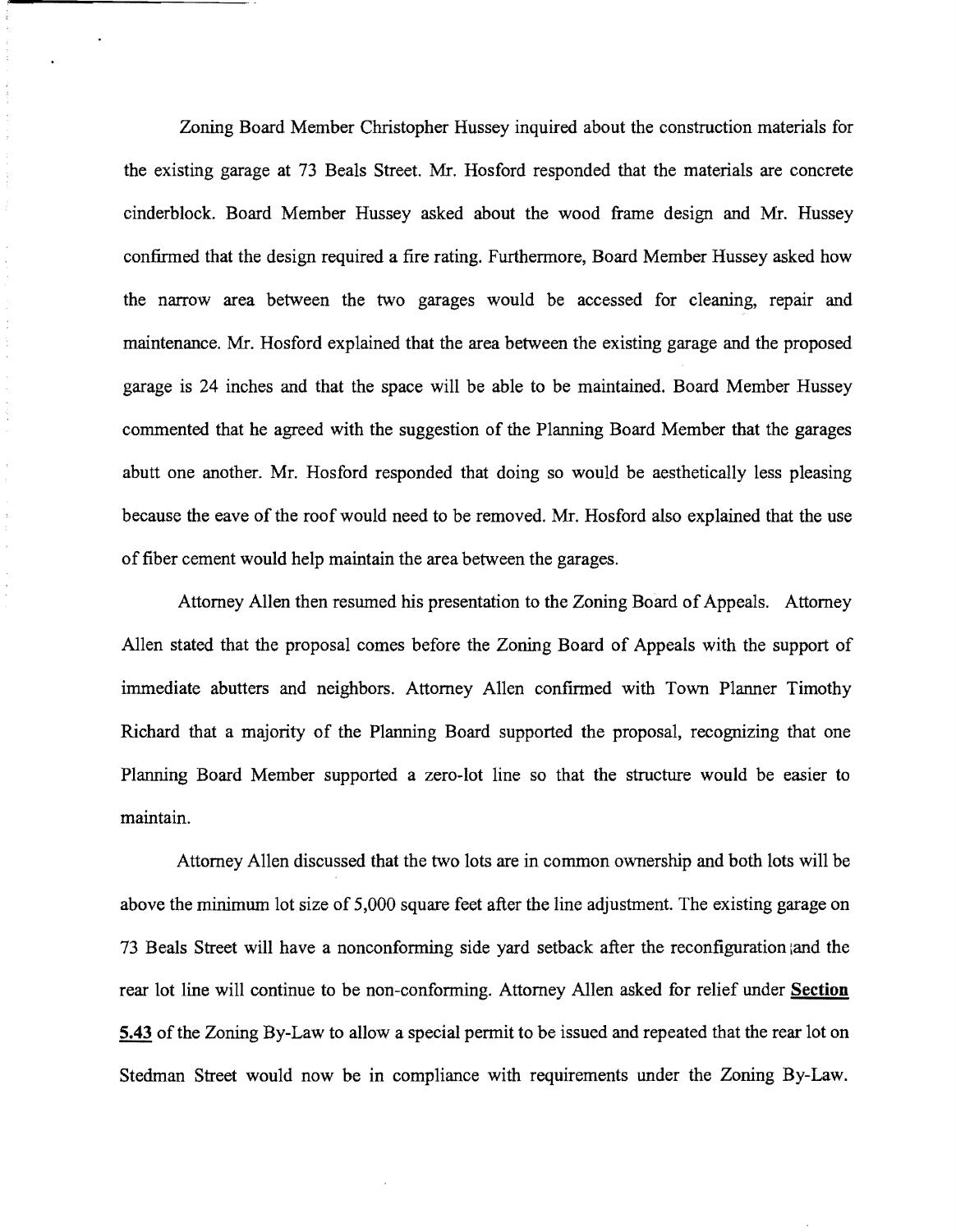Zoning Board Member Christopher Hussey inquired about the construction materials for the existing garage at 73 Beals Street. Mr. Hosford responded that the materials are concrete cinderblock. Board Member Hussey asked about the wood frame design and Mr. Hussey confirmed that the design required a fire rating. Furthermore, Board Member Hussey asked how the narrow area between the two garages would be accessed for cleaning, repair and maintenance. Mr. Hosford explained that the area between the existing garage and the proposed garage is 24 inches and that the space will be able to be maintained. Board Member Hussey commented that he agreed with the suggestion of the Planning Board Member that the garages abutt one another. Mr. Hosford responded that doing so would be aesthetically less pleasing because the eave of the roof would need to be removed. Mr. Hosford also explained that the use of fiber cement would help maintain the area between the garages.

Attorney Allen then resumed his presentation to the Zoning Board of Appeals. Attorney Allen stated that the proposal comes before the Zoning Board of Appeals with the support of immediate abutters and neighbors. Attorney Allen confirmed with Town Planner Timothy Richard that a majority of the Planning Board supported the proposal, recognizing that one Planning Board Member supported a zero-lot line so that the structure would be easier to maintain.

Attorney Allen discussed that the two lots are in common ownership and both lots will be above the minimum lot size of 5,000 square feet after the line adjustment. The existing garage on 73 Beals Street will have a nonconforming side yard setback after the reconfiguration and the rear lot line will continue to be non-conforming. Attorney Allen asked for relief under **Section 5.43** of the Zoning By-Law to allow a special permit to be issued and repeated that the rear lot on Stedman Street would now be in compliance with requirements under the Zoning By-Law.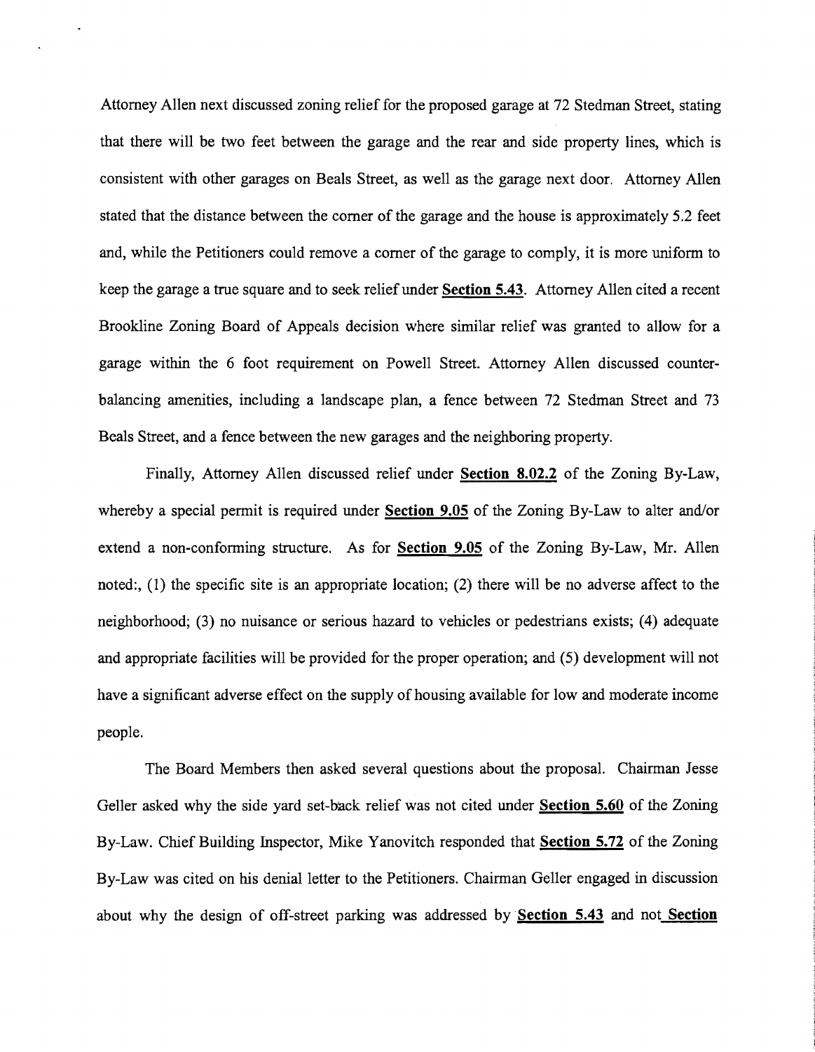Attorney Allen next discussed zoning relief for the proposed garage at 72 Stedman Street, stating that there will be two feet between the garage and the rear and side property lines, which is consistent with other garages on Beals Street, as well as the garage next door. Attorney Allen stated that the distance between the corner of the garage and the house is approximately 5.2 feet and, while the Petitioners could remove a corner of the garage to comply, it is more uniform to keep the garage a true square and to seek relief under **Section 5.43**. Attorney Allen cited a recent Brookline Zoning Board of Appeals decision where similar relief was granted to allow for a garage within the 6 foot requirement on Powell Street. Attorney Allen discussed counter-balancing amenities, including a landscape plan, a fence between 72 Stedman Street and 73 Beals Street, and a fence between the new garages and the neighboring property.

Finally, Attorney Allen discussed relief under **Section 8.02.2** of the Zoning By-Law, whereby a special permit is required under **Section 9.05** of the Zoning By-Law to alter and/or extend a non-conforming structure. As for **Section 9.05** of the Zoning By-Law, Mr. Allen noted:, (1) the specific site is an appropriate location; (2) there will be no adverse affect to the neighborhood; (3) no nuisance or serious hazard to vehicles or pedestrians exists; (4) adequate and appropriate facilities will be provided for the proper operation; and (5) development will not have a significant adverse effect on the supply of housing available for low and moderate income people.

The Board Members then asked several questions about the proposal. Chairman Jesse Geller asked why the side yard set-back relief was not cited under **Section 5.60** of the Zoning By-Law. Chief Building Inspector, Mike Yanovitch responded that **Section 5.72** of the Zoning By-Law was cited on his denial letter to the Petitioners. Chairman Geller engaged in discussion about why the design of off-street parking was addressed by **Section 5.43** and not **Section**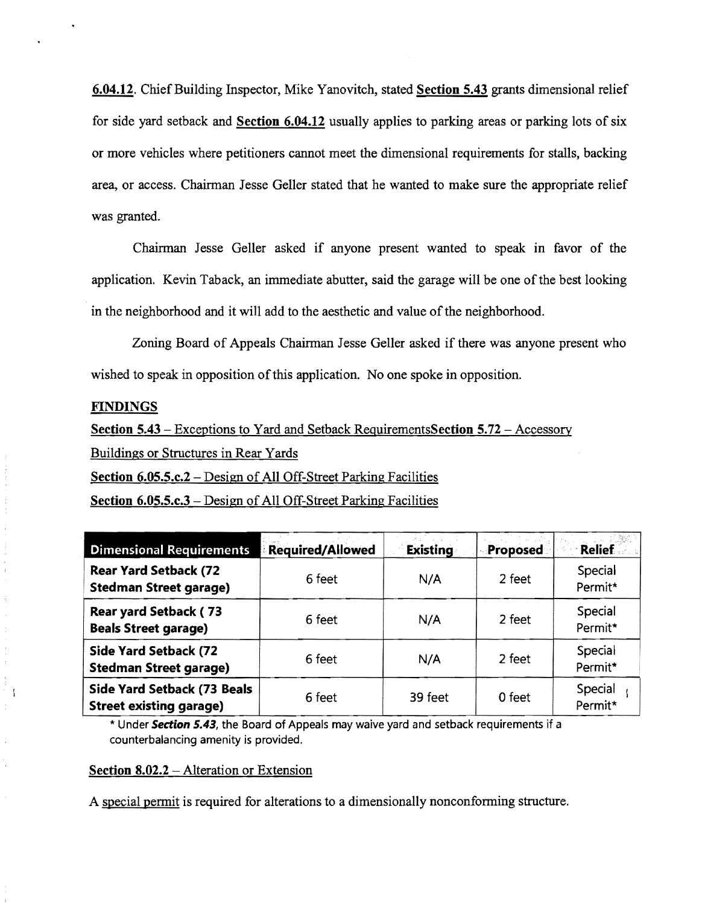**6.04.12**. Chief Building Inspector, Mike Yanovitch, stated **Section 5.43** grants dimensional relief for side yard setback and **Section 6.04.12** usually applies to parking areas or parking lots of six or more vehicles where petitioners cannot meet the dimensional requirements for stalls, backing area, or access. Chairman Jesse Geller stated that he wanted to make sure the appropriate relief was granted.

Chairman Jesse Geller asked if anyone present wanted to speak in favor of the application. Kevin Taback, an immediate abutter, said the garage will be one of the best looking in the neighborhood and it will add to the aesthetic and value of the neighborhood.

Zoning Board of Appeals Chairman Jesse Geller asked if there was anyone present who wished to speak in opposition of this application. No one spoke in opposition.

**FINDINGS**

**Section 5.43** – Exceptions to Yard and Setback Requirements**Section 5.72** – Accessory Buildings or Structures in Rear Yards

**Section 6.05.5.c.2** – Design of All Off-Street Parking Facilities

**Section 6.05.5.c.3** – Design of All Off-Street Parking Facilities

| Dimensional Requirements | Required/Allowed | Existing | Proposed | Relief |
|---|---|---|---|---|
| **Rear Yard Setback (72 Stedman Street garage)** | 6 feet | N/A | 2 feet | Special Permit* |
| **Rear yard Setback ( 73 Beals Street garage)** | 6 feet | N/A | 2 feet | Special Permit* |
| **Side Yard Setback (72 Stedman Street garage)** | 6 feet | N/A | 2 feet | Special Permit* |
| **Side Yard Setback (73 Beals Street existing garage)** | 6 feet | 39 feet | 0 feet | Special Permit* |

\* Under ***Section 5.43***, the Board of Appeals may waive yard and setback requirements if a counterbalancing amenity is provided.

**Section 8.02.2** – Alteration or Extension

A special permit is required for alterations to a dimensionally nonconforming structure.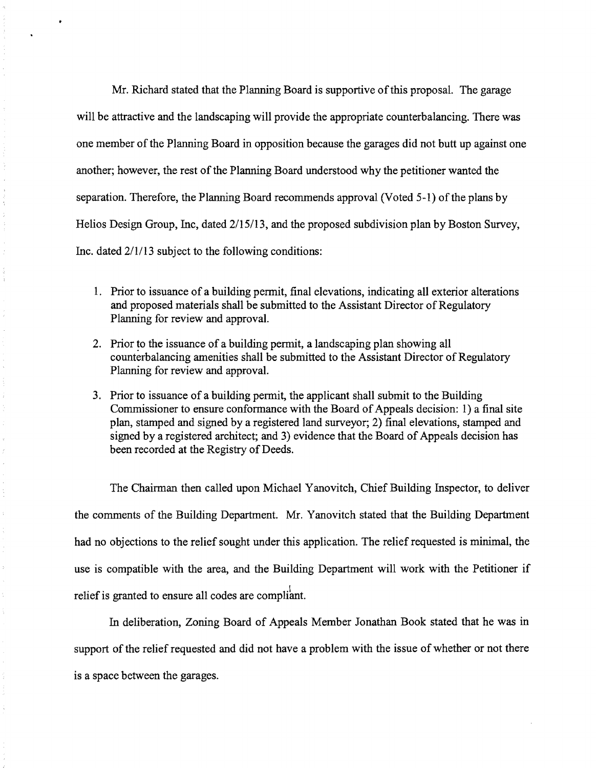Mr. Richard stated that the Planning Board is supportive of this proposal. The garage will be attractive and the landscaping will provide the appropriate counterbalancing. There was one member of the Planning Board in opposition because the garages did not butt up against one another; however, the rest of the Planning Board understood why the petitioner wanted the separation. Therefore, the Planning Board recommends approval (Voted 5-1) of the plans by Helios Design Group, Inc, dated 2/15/13, and the proposed subdivision plan by Boston Survey, Inc. dated 2/1/13 subject to the following conditions:

1. Prior to issuance of a building permit, final elevations, indicating all exterior alterations and proposed materials shall be submitted to the Assistant Director of Regulatory Planning for review and approval.
2. Prior to the issuance of a building permit, a landscaping plan showing all counterbalancing amenities shall be submitted to the Assistant Director of Regulatory Planning for review and approval.
3. Prior to issuance of a building permit, the applicant shall submit to the Building Commissioner to ensure conformance with the Board of Appeals decision: 1) a final site plan, stamped and signed by a registered land surveyor; 2) final elevations, stamped and signed by a registered architect; and 3) evidence that the Board of Appeals decision has been recorded at the Registry of Deeds.

The Chairman then called upon Michael Yanovitch, Chief Building Inspector, to deliver the comments of the Building Department. Mr. Yanovitch stated that the Building Department had no objections to the relief sought under this application. The relief requested is minimal, the use is compatible with the area, and the Building Department will work with the Petitioner if relief is granted to ensure all codes are compliant.

In deliberation, Zoning Board of Appeals Member Jonathan Book stated that he was in support of the relief requested and did not have a problem with the issue of whether or not there is a space between the garages.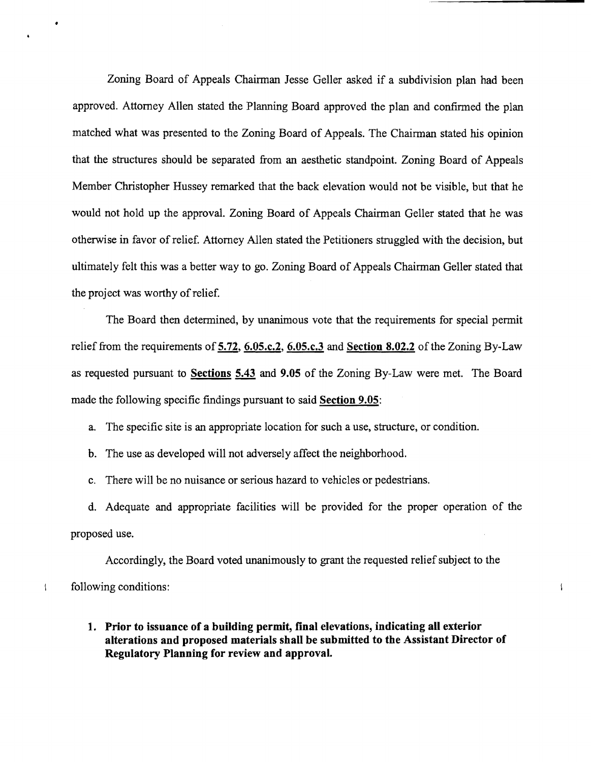Zoning Board of Appeals Chairman Jesse Geller asked if a subdivision plan had been approved. Attorney Allen stated the Planning Board approved the plan and confirmed the plan matched what was presented to the Zoning Board of Appeals. The Chairman stated his opinion that the structures should be separated from an aesthetic standpoint. Zoning Board of Appeals Member Christopher Hussey remarked that the back elevation would not be visible, but that he would not hold up the approval. Zoning Board of Appeals Chairman Geller stated that he was otherwise in favor of relief. Attorney Allen stated the Petitioners struggled with the decision, but ultimately felt this was a better way to go. Zoning Board of Appeals Chairman Geller stated that the project was worthy of relief.

The Board then determined, by unanimous vote that the requirements for special permit relief from the requirements of **5.72**, **6.05.c.2**, **6.05.c.3** and **Section 8.02.2** of the Zoning By-Law as requested pursuant to **Sections 5.43** and **9.05** of the Zoning By-Law were met. The Board made the following specific findings pursuant to said **Section 9.05**:

a. The specific site is an appropriate location for such a use, structure, or condition.

b. The use as developed will not adversely affect the neighborhood.

c. There will be no nuisance or serious hazard to vehicles or pedestrians.

d. Adequate and appropriate facilities will be provided for the proper operation of the proposed use.

Accordingly, the Board voted unanimously to grant the requested relief subject to the following conditions:

1. **Prior to issuance of a building permit, final elevations, indicating all exterior alterations and proposed materials shall be submitted to the Assistant Director of Regulatory Planning for review and approval.**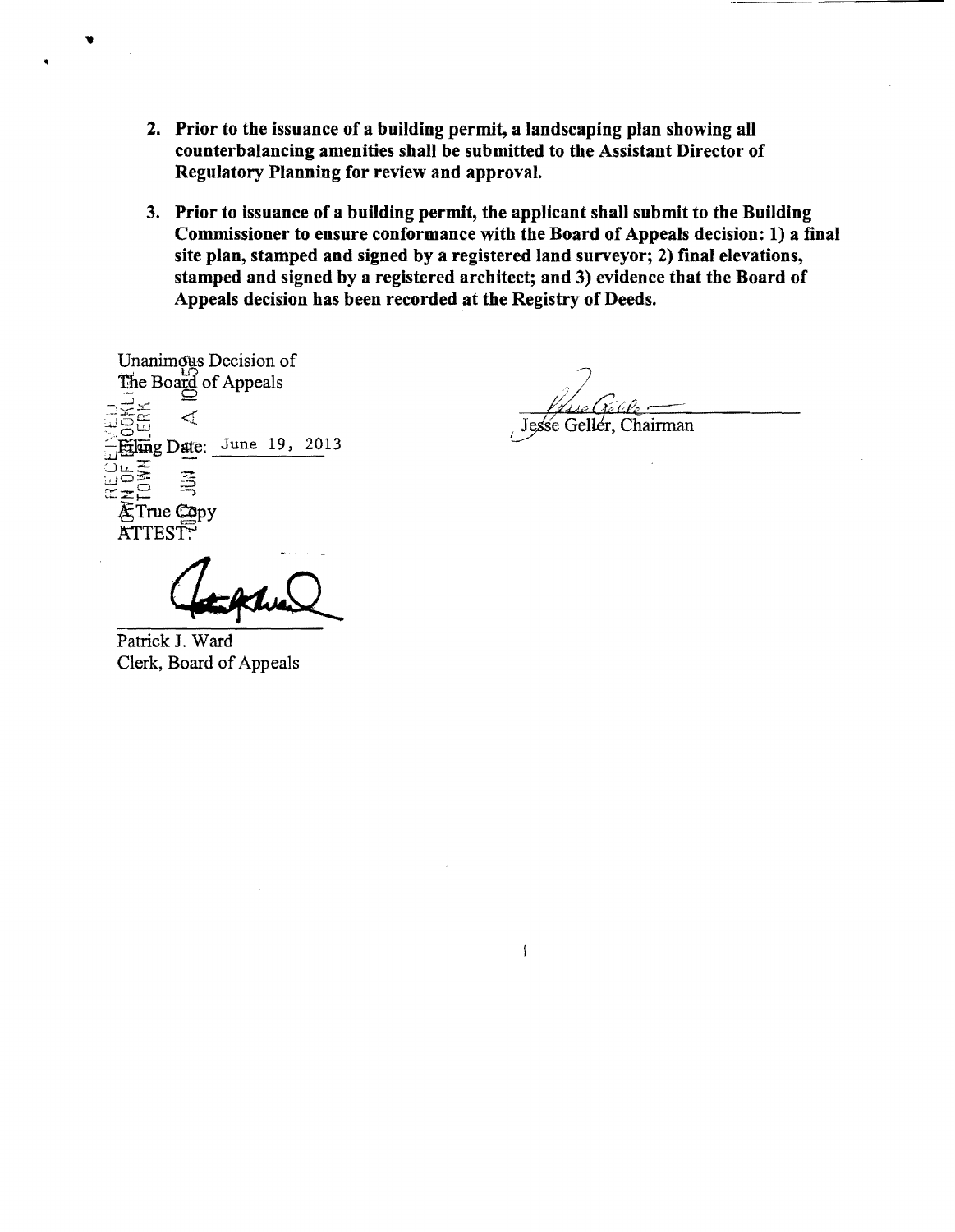2. **Prior to the issuance of a building permit, a landscaping plan showing all counterbalancing amenities shall be submitted to the Assistant Director of Regulatory Planning for review and approval.**

3. **Prior to issuance of a building permit, the applicant shall submit to the Building Commissioner to ensure conformance with the Board of Appeals decision: 1) a final site plan, stamped and signed by a registered land surveyor; 2) final elevations, stamped and signed by a registered architect; and 3) evidence that the Board of Appeals decision has been recorded at the Registry of Deeds.**

Unanimous Decision of
The Board of Appeals

Jesse Geller, Chairman

Filing Date: June 19, 2013

A True Copy
ATTEST:

Patrick J. Ward
Clerk, Board of Appeals